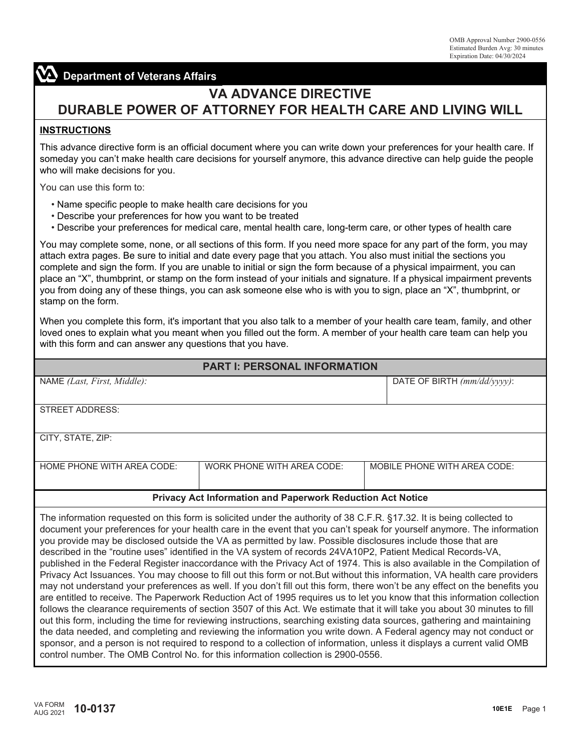OMB Approval Number 2900-0556
Estimated Burden Avg: 30 minutes
Expiration Date: 04/30/2024

Department of Veterans Affairs

# VA ADVANCE DIRECTIVE
# DURABLE POWER OF ATTORNEY FOR HEALTH CARE AND LIVING WILL

**INSTRUCTIONS**

This advance directive form is an official document where you can write down your preferences for your health care. If someday you can't make health care decisions for yourself anymore, this advance directive can help guide the people who will make decisions for you.

You can use this form to:

- Name specific people to make health care decisions for you
- Describe your preferences for how you want to be treated
- Describe your preferences for medical care, mental health care, long-term care, or other types of health care

You may complete some, none, or all sections of this form. If you need more space for any part of the form, you may attach extra pages. Be sure to initial and date every page that you attach. You also must initial the sections you complete and sign the form. If you are unable to initial or sign the form because of a physical impairment, you can place an "X", thumbprint, or stamp on the form instead of your initials and signature. If a physical impairment prevents you from doing any of these things, you can ask someone else who is with you to sign, place an "X", thumbprint, or stamp on the form.

When you complete this form, it's important that you also talk to a member of your health care team, family, and other loved ones to explain what you meant when you filled out the form. A member of your health care team can help you with this form and can answer any questions that you have.

## PART I: PERSONAL INFORMATION

| NAME *(Last, First, Middle)*: | | DATE OF BIRTH *(mm/dd/yyyy)*: |
|---|---|---|
| STREET ADDRESS: | | |
| CITY, STATE, ZIP: | | |
| HOME PHONE WITH AREA CODE: | WORK PHONE WITH AREA CODE: | MOBILE PHONE WITH AREA CODE: |

**Privacy Act Information and Paperwork Reduction Act Notice**

The information requested on this form is solicited under the authority of 38 C.F.R. §17.32. It is being collected to document your preferences for your health care in the event that you can't speak for yourself anymore. The information you provide may be disclosed outside the VA as permitted by law. Possible disclosures include those that are described in the "routine uses" identified in the VA system of records 24VA10P2, Patient Medical Records-VA, published in the Federal Register inaccordance with the Privacy Act of 1974. This is also available in the Compilation of Privacy Act Issuances. You may choose to fill out this form or not.But without this information, VA health care providers may not understand your preferences as well. If you don't fill out this form, there won't be any effect on the benefits you are entitled to receive. The Paperwork Reduction Act of 1995 requires us to let you know that this information collection follows the clearance requirements of section 3507 of this Act. We estimate that it will take you about 30 minutes to fill out this form, including the time for reviewing instructions, searching existing data sources, gathering and maintaining the data needed, and completing and reviewing the information you write down. A Federal agency may not conduct or sponsor, and a person is not required to respond to a collection of information, unless it displays a current valid OMB control number. The OMB Control No. for this information collection is 2900-0556.

VA FORM AUG 2021 **10-0137** 10E1E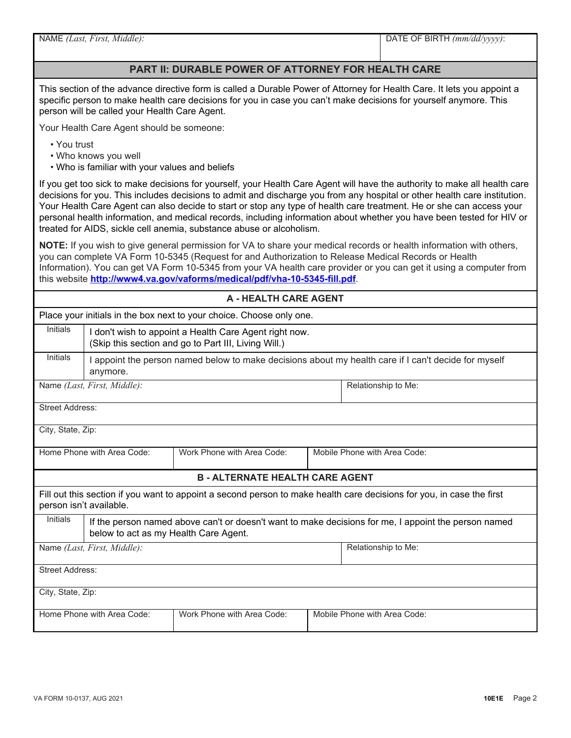| NAME *(Last, First, Middle)*: | DATE OF BIRTH *(mm/dd/yyyy)*: |
|---|---|
| | |

## PART II: DURABLE POWER OF ATTORNEY FOR HEALTH CARE

This section of the advance directive form is called a Durable Power of Attorney for Health Care. It lets you appoint a specific person to make health care decisions for you in case you can't make decisions for yourself anymore. This person will be called your Health Care Agent.

Your Health Care Agent should be someone:

- You trust
- Who knows you well
- Who is familiar with your values and beliefs

If you get too sick to make decisions for yourself, your Health Care Agent will have the authority to make all health care decisions for you. This includes decisions to admit and discharge you from any hospital or other health care institution. Your Health Care Agent can also decide to start or stop any type of health care treatment. He or she can access your personal health information, and medical records, including information about whether you have been tested for HIV or treated for AIDS, sickle cell anemia, substance abuse or alcoholism.

**NOTE:** If you wish to give general permission for VA to share your medical records or health information with others, you can complete VA Form 10-5345 (Request for and Authorization to Release Medical Records or Health Information). You can get VA Form 10-5345 from your VA health care provider or you can get it using a computer from this website **http://www4.va.gov/vaforms/medical/pdf/vha-10-5345-fill.pdf**.

### A - HEALTH CARE AGENT

Place your initials in the box next to your choice. Choose only one.

| Initials | |
|---|---|
| | I don't wish to appoint a Health Care Agent right now. (Skip this section and go to Part III, Living Will.) |
| | I appoint the person named below to make decisions about my health care if I can't decide for myself anymore. |

| Name *(Last, First, Middle)*: | | Relationship to Me: |
|---|---|---|
| Street Address: | | |
| City, State, Zip: | | |
| Home Phone with Area Code: | Work Phone with Area Code: | Mobile Phone with Area Code: |

### B - ALTERNATE HEALTH CARE AGENT

Fill out this section if you want to appoint a second person to make health care decisions for you, in case the first person isn't available.

| Initials | |
|---|---|
| | If the person named above can't or doesn't want to make decisions for me, I appoint the person named below to act as my Health Care Agent. |

| Name *(Last, First, Middle)*: | | Relationship to Me: |
|---|---|---|
| Street Address: | | |
| City, State, Zip: | | |
| Home Phone with Area Code: | Work Phone with Area Code: | Mobile Phone with Area Code: |

VA FORM 10-0137, AUG 2021 10E1E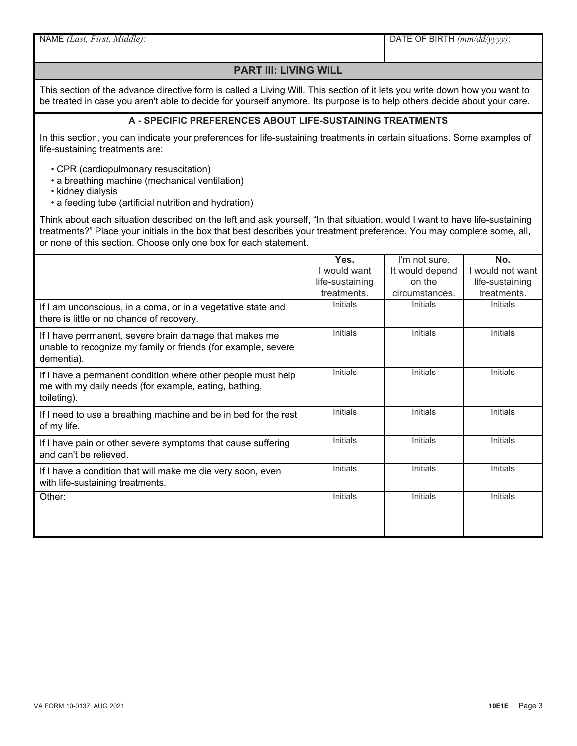| NAME *(Last, First, Middle)*: | DATE OF BIRTH *(mm/dd/yyyy)*: |
| --- | --- |
| | |

## PART III: LIVING WILL

This section of the advance directive form is called a Living Will. This section of it lets you write down how you want to be treated in case you aren't able to decide for yourself anymore. Its purpose is to help others decide about your care.

### A - SPECIFIC PREFERENCES ABOUT LIFE-SUSTAINING TREATMENTS

In this section, you can indicate your preferences for life-sustaining treatments in certain situations. Some examples of life-sustaining treatments are:

- CPR (cardiopulmonary resuscitation)
- a breathing machine (mechanical ventilation)
- kidney dialysis
- a feeding tube (artificial nutrition and hydration)

Think about each situation described on the left and ask yourself, "In that situation, would I want to have life-sustaining treatments?" Place your initials in the box that best describes your treatment preference. You may complete some, all, or none of this section. Choose only one box for each statement.

| | **Yes.** I would want life-sustaining treatments. | I'm not sure. It would depend on the circumstances. | **No.** I would not want life-sustaining treatments. |
| --- | --- | --- | --- |
| If I am unconscious, in a coma, or in a vegetative state and there is little or no chance of recovery. | Initials | Initials | Initials |
| If I have permanent, severe brain damage that makes me unable to recognize my family or friends (for example, severe dementia). | Initials | Initials | Initials |
| If I have a permanent condition where other people must help me with my daily needs (for example, eating, bathing, toileting). | Initials | Initials | Initials |
| If I need to use a breathing machine and be in bed for the rest of my life. | Initials | Initials | Initials |
| If I have pain or other severe symptoms that cause suffering and can't be relieved. | Initials | Initials | Initials |
| If I have a condition that will make me die very soon, even with life-sustaining treatments. | Initials | Initials | Initials |
| Other: | Initials | Initials | Initials |

VA FORM 10-0137, AUG 2021 10E1E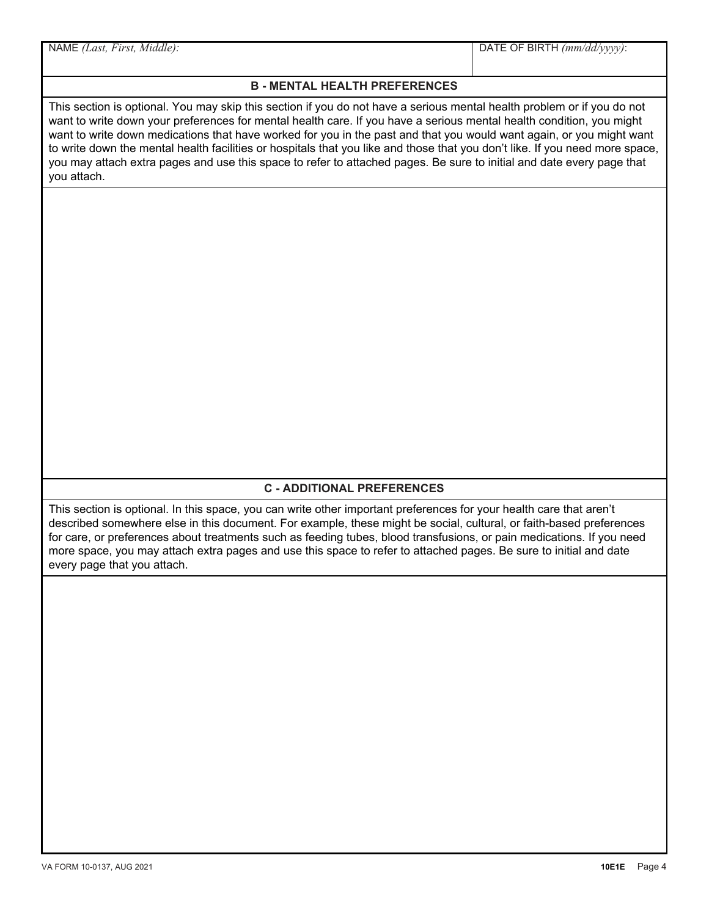| NAME *(Last, First, Middle)*: | DATE OF BIRTH *(mm/dd/yyyy)*: |
| --- | --- |
| | |

## B - MENTAL HEALTH PREFERENCES

This section is optional. You may skip this section if you do not have a serious mental health problem or if you do not want to write down your preferences for mental health care. If you have a serious mental health condition, you might want to write down medications that have worked for you in the past and that you would want again, or you might want to write down the mental health facilities or hospitals that you like and those that you don't like. If you need more space, you may attach extra pages and use this space to refer to attached pages. Be sure to initial and date every page that you attach.

## C - ADDITIONAL PREFERENCES

This section is optional. In this space, you can write other important preferences for your health care that aren't described somewhere else in this document. For example, these might be social, cultural, or faith-based preferences for care, or preferences about treatments such as feeding tubes, blood transfusions, or pain medications. If you need more space, you may attach extra pages and use this space to refer to attached pages. Be sure to initial and date every page that you attach.

VA FORM 10-0137, AUG 2021 **10E1E**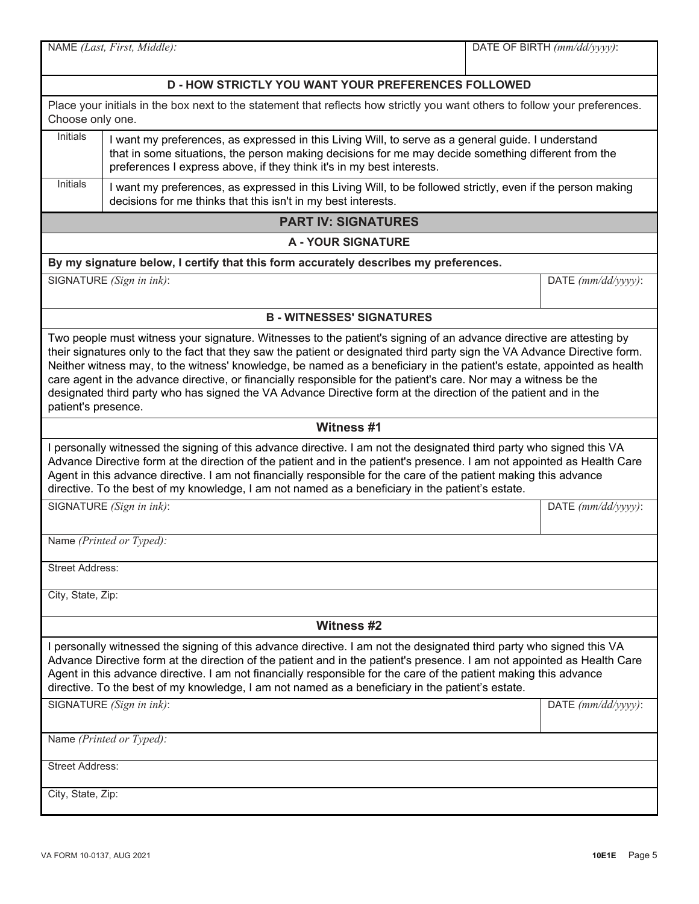| NAME *(Last, First, Middle)*: | DATE OF BIRTH *(mm/dd/yyyy)*: |
|---|---|
| | |

## D - HOW STRICTLY YOU WANT YOUR PREFERENCES FOLLOWED

Place your initials in the box next to the statement that reflects how strictly you want others to follow your preferences. Choose only one.

| Initials | Statement |
|---|---|
| | I want my preferences, as expressed in this Living Will, to serve as a general guide. I understand that in some situations, the person making decisions for me may decide something different from the preferences I express above, if they think it's in my best interests. |
| | I want my preferences, as expressed in this Living Will, to be followed strictly, even if the person making decisions for me thinks that this isn't in my best interests. |

# PART IV: SIGNATURES

## A - YOUR SIGNATURE

**By my signature below, I certify that this form accurately describes my preferences.**

| SIGNATURE *(Sign in ink)*: | DATE *(mm/dd/yyyy)*: |
|---|---|
| | |

## B - WITNESSES' SIGNATURES

Two people must witness your signature. Witnesses to the patient's signing of an advance directive are attesting by their signatures only to the fact that they saw the patient or designated third party sign the VA Advance Directive form. Neither witness may, to the witness' knowledge, be named as a beneficiary in the patient's estate, appointed as health care agent in the advance directive, or financially responsible for the patient's care. Nor may a witness be the designated third party who has signed the VA Advance Directive form at the direction of the patient and in the patient's presence.

### Witness #1

I personally witnessed the signing of this advance directive. I am not the designated third party who signed this VA Advance Directive form at the direction of the patient and in the patient's presence. I am not appointed as Health Care Agent in this advance directive. I am not financially responsible for the care of the patient making this advance directive. To the best of my knowledge, I am not named as a beneficiary in the patient's estate.

| SIGNATURE *(Sign in ink)*: | DATE *(mm/dd/yyyy)*: |
|---|---|
| | |

Name *(Printed or Typed)*:

Street Address:

City, State, Zip:

### Witness #2

I personally witnessed the signing of this advance directive. I am not the designated third party who signed this VA Advance Directive form at the direction of the patient and in the patient's presence. I am not appointed as Health Care Agent in this advance directive. I am not financially responsible for the care of the patient making this advance directive. To the best of my knowledge, I am not named as a beneficiary in the patient's estate.

| SIGNATURE *(Sign in ink)*: | DATE *(mm/dd/yyyy)*: |
|---|---|
| | |

Name *(Printed or Typed)*:

Street Address:

City, State, Zip:

VA FORM 10-0137, AUG 2021 **10E1E**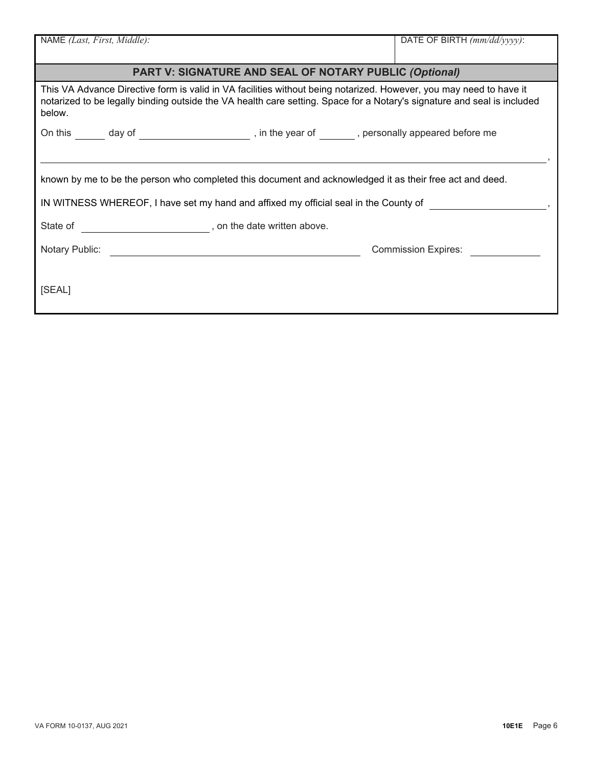| NAME *(Last, First, Middle):* | DATE OF BIRTH *(mm/dd/yyyy)*: |
| --- | --- |
| | |

## PART V: SIGNATURE AND SEAL OF NOTARY PUBLIC *(Optional)*

This VA Advance Directive form is valid in VA facilities without being notarized. However, you may need to have it notarized to be legally binding outside the VA health care setting. Space for a Notary's signature and seal is included below.

On this ______ day of ____________________ , in the year of _______ , personally appeared before me

__________________________________________________________________________________________,

known by me to be the person who completed this document and acknowledged it as their free act and deed.

IN WITNESS WHEREOF, I have set my hand and affixed my official seal in the County of ____________________,

State of ______________________ , on the date written above.

Notary Public: ____________________________________________ Commission Expires: ____________

[SEAL]

VA FORM 10-0137, AUG 2021 **10E1E**